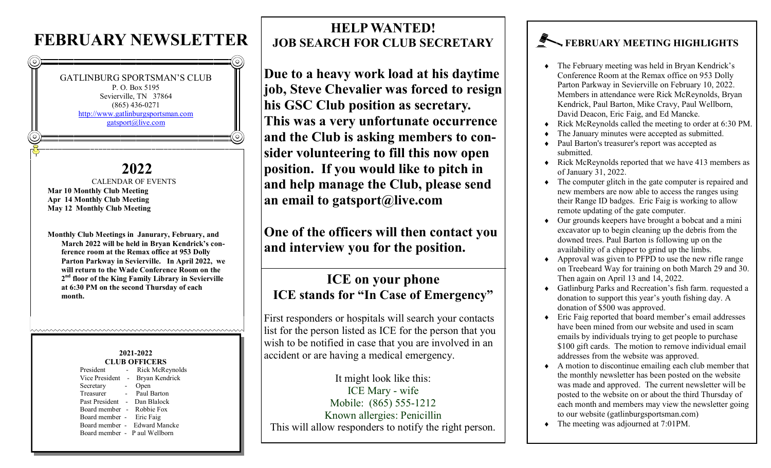# FEBRUARY NEWSLETTER

GATLINBURG SPORTSMAN'S CLUB
P. O. Box 5195
Sevierville, TN 37864
(865) 436-0271
http://www.gatlinburgsportsman.com
gatsport@live.com

## 2022

CALENDAR OF EVENTS

**Mar 10 Monthly Club Meeting**
**Apr 14 Monthly Club Meeting**
**May 12 Monthly Club Meeting**

**Monthly Club Meetings in Janurary, February, and March 2022 will be held in Bryan Kendrick's conference room at the Remax office at 953 Dolly Parton Parkway in Sevierville. In April 2022, we will return to the Wade Conference Room on the 2nd floor of the King Family Library in Sevierville at 6:30 PM on the second Thursday of each month.**

**2021-2022**
**CLUB OFFICERS**

| Position | | Name |
|---|---|---|
| President | - | Rick McReynolds |
| Vice President | - | Bryan Kendrick |
| Secretary | - | Open |
| Treasurer | - | Paul Barton |
| Past President | - | Dan Blalock |
| Board member | - | Robbie Fox |
| Board member | - | Eric Faig |
| Board member | - | Edward Mancke |
| Board member | - | P aul Wellborn |

## HELP WANTED!
## JOB SEARCH FOR CLUB SECRETARY

**Due to a heavy work load at his daytime job, Steve Chevalier was forced to resign his GSC Club position as secretary. This was a very unfortunate occurrence and the Club is asking members to consider volunteering to fill this now open position. If you would like to pitch in and help manage the Club, please send an email to gatsport@live.com**

**One of the officers will then contact you and interview you for the position.**

## ICE on your phone
## ICE stands for "In Case of Emergency"

First responders or hospitals will search your contacts list for the person listed as ICE for the person that you wish to be notified in case that you are involved in an accident or are having a medical emergency.

It might look like this:
ICE Mary - wife
Mobile: (865) 555-1212
Known allergies: Penicillin
This will allow responders to notify the right person.

## FEBRUARY MEETING HIGHLIGHTS

- The February meeting was held in Bryan Kendrick's Conference Room at the Remax office on 953 Dolly Parton Parkway in Sevierville on February 10, 2022. Members in attendance were Rick McReynolds, Bryan Kendrick, Paul Barton, Mike Cravy, Paul Wellborn, David Deacon, Eric Faig, and Ed Mancke.
- Rick McReynolds called the meeting to order at 6:30 PM.
- The January minutes were accepted as submitted.
- Paul Barton's treasurer's report was accepted as submitted.
- Rick McReynolds reported that we have 413 members as of January 31, 2022.
- The computer glitch in the gate computer is repaired and new members are now able to access the ranges using their Range ID badges. Eric Faig is working to allow remote updating of the gate computer.
- Our grounds keepers have brought a bobcat and a mini excavator up to begin cleaning up the debris from the downed trees. Paul Barton is following up on the availability of a chipper to grind up the limbs.
- Approval was given to PFPD to use the new rifle range on Treebeard Way for training on both March 29 and 30. Then again on April 13 and 14, 2022.
- Gatlinburg Parks and Recreation's fish farm. requested a donation to support this year's youth fishing day. A donation of $500 was approved.
- Eric Faig reported that board member's email addresses have been mined from our website and used in scam emails by individuals trying to get people to purchase $100 gift cards. The motion to remove individual email addresses from the website was approved.
- A motion to discontinue emailing each club member that the monthly newsletter has been posted on the website was made and approved. The current newsletter will be posted to the website on or about the third Thursday of each month and members may view the newsletter going to our website (gatlinburgsportsman.com)
- The meeting was adjourned at 7:01PM.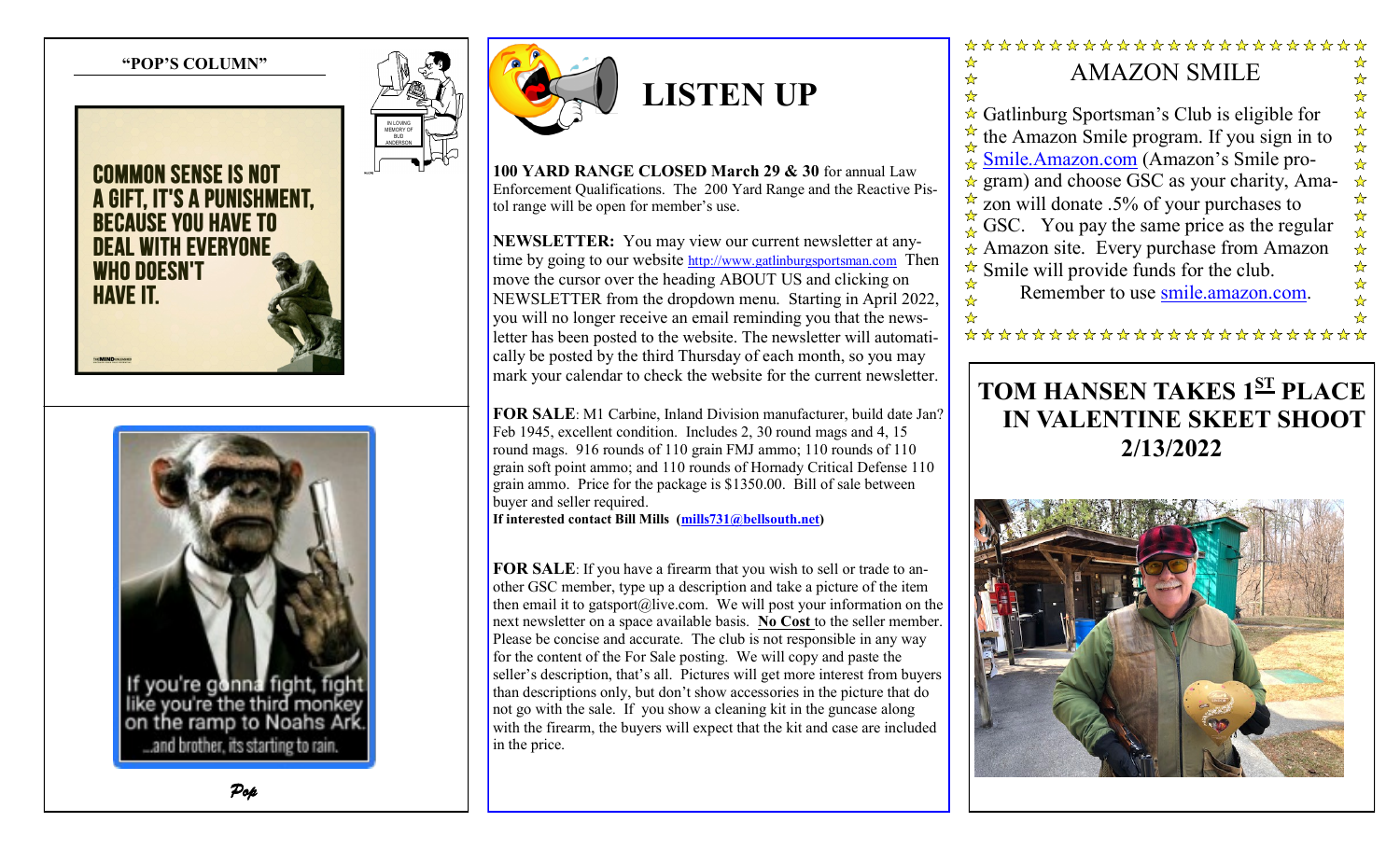**"POP'S COLUMN"**

IN LOVING MEMORY OF BUD ANDERSON

COMMON SENSE IS NOT A GIFT, IT'S A PUNISHMENT, BECAUSE YOU HAVE TO DEAL WITH EVERYONE WHO DOESN'T HAVE IT.

If you're gonna fight, fight like you're the third monkey on the ramp to Noahs Ark. ...and brother, its starting to rain.

*Pop*

# LISTEN UP

**100 YARD RANGE CLOSED March 29 & 30** for annual Law Enforcement Qualifications. The 200 Yard Range and the Reactive Pistol range will be open for member's use.

**NEWSLETTER:** You may view our current newsletter at anytime by going to our website http://www.gatlinburgsportsman.com Then move the cursor over the heading ABOUT US and clicking on NEWSLETTER from the dropdown menu. Starting in April 2022, you will no longer receive an email reminding you that the newsletter has been posted to the website. The newsletter will automatically be posted by the third Thursday of each month, so you may mark your calendar to check the website for the current newsletter.

**FOR SALE**: M1 Carbine, Inland Division manufacturer, build date Jan? Feb 1945, excellent condition. Includes 2, 30 round mags and 4, 15 round mags. 916 rounds of 110 grain FMJ ammo; 110 rounds of 110 grain soft point ammo; and 110 rounds of Hornady Critical Defense 110 grain ammo. Price for the package is $1350.00. Bill of sale between buyer and seller required.
**If interested contact Bill Mills (mills731@bellsouth.net)**

**FOR SALE**: If you have a firearm that you wish to sell or trade to another GSC member, type up a description and take a picture of the item then email it to gatsport@live.com. We will post your information on the next newsletter on a space available basis. **No Cost** to the seller member. Please be concise and accurate. The club is not responsible in any way for the content of the For Sale posting. We will copy and paste the seller's description, that's all. Pictures will get more interest from buyers than descriptions only, but don't show accessories in the picture that do not go with the sale. If you show a cleaning kit in the guncase along with the firearm, the buyers will expect that the kit and case are included in the price.

## AMAZON SMILE

Gatlinburg Sportsman's Club is eligible for the Amazon Smile program. If you sign in to Smile.Amazon.com (Amazon's Smile program) and choose GSC as your charity, Amazon will donate .5% of your purchases to GSC. You pay the same price as the regular Amazon site. Every purchase from Amazon Smile will provide funds for the club.

Remember to use smile.amazon.com.

## TOM HANSEN TAKES 1ST PLACE IN VALENTINE SKEET SHOOT 2/13/2022